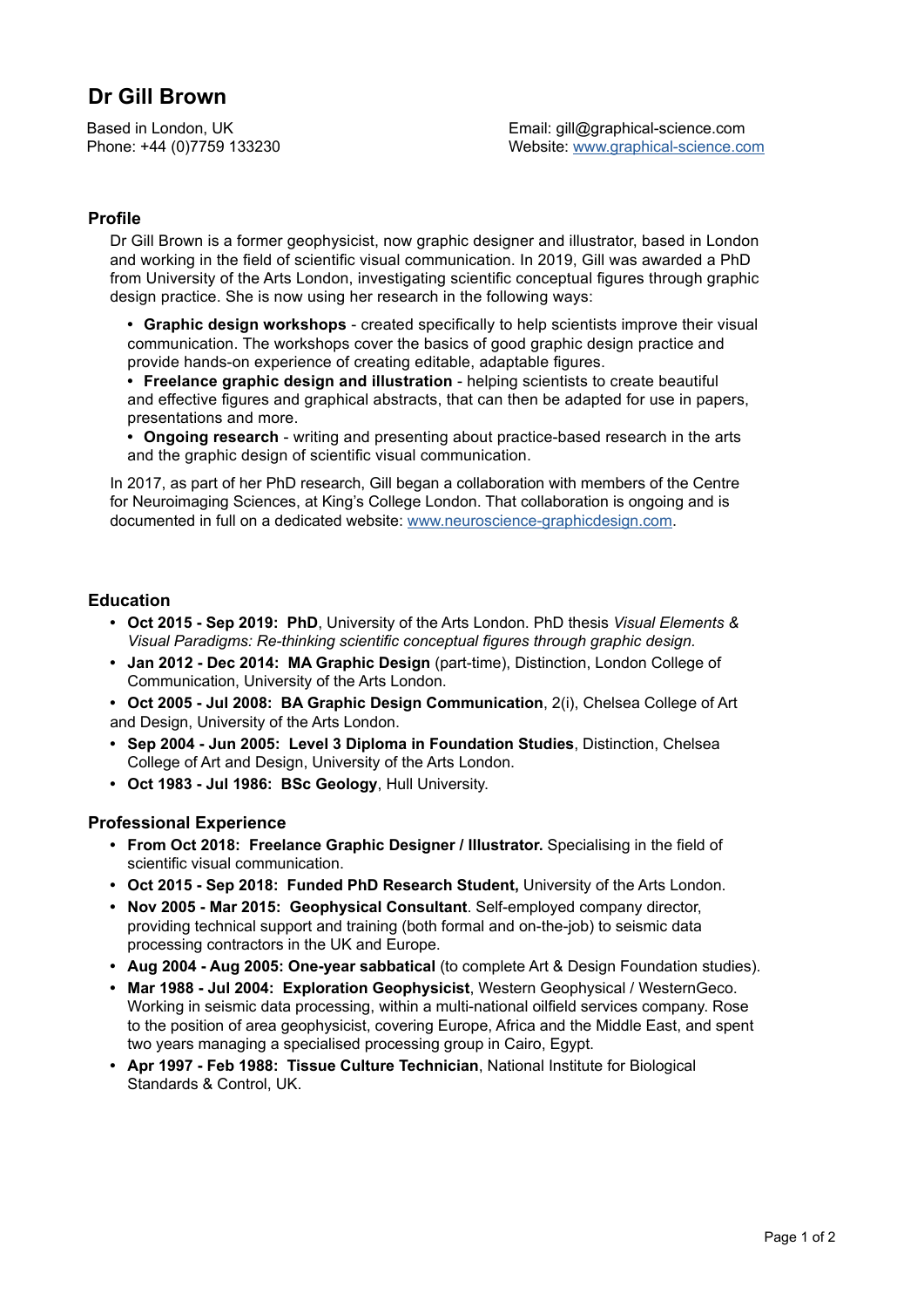# Dr Gill Brown

Based in London, UK
Phone: +44 (0)7759 133230

Email: gill@graphical-science.com
Website: [www.graphical-science.com](http://www.graphical-science.com)

## Profile

Dr Gill Brown is a former geophysicist, now graphic designer and illustrator, based in London and working in the field of scientific visual communication. In 2019, Gill was awarded a PhD from University of the Arts London, investigating scientific conceptual figures through graphic design practice. She is now using her research in the following ways:

- **Graphic design workshops** - created specifically to help scientists improve their visual communication. The workshops cover the basics of good graphic design practice and provide hands-on experience of creating editable, adaptable figures.
- **Freelance graphic design and illustration** - helping scientists to create beautiful and effective figures and graphical abstracts, that can then be adapted for use in papers, presentations and more.
- **Ongoing research** - writing and presenting about practice-based research in the arts and the graphic design of scientific visual communication.

In 2017, as part of her PhD research, Gill began a collaboration with members of the Centre for Neuroimaging Sciences, at King's College London. That collaboration is ongoing and is documented in full on a dedicated website: [www.neuroscience-graphicdesign.com](http://www.neuroscience-graphicdesign.com).

## Education

- **Oct 2015 - Sep 2019: PhD**, University of the Arts London. PhD thesis *Visual Elements & Visual Paradigms: Re-thinking scientific conceptual figures through graphic design.*
- **Jan 2012 - Dec 2014: MA Graphic Design** (part-time), Distinction, London College of Communication, University of the Arts London.
- **Oct 2005 - Jul 2008: BA Graphic Design Communication**, 2(i), Chelsea College of Art and Design, University of the Arts London.
- **Sep 2004 - Jun 2005: Level 3 Diploma in Foundation Studies**, Distinction, Chelsea College of Art and Design, University of the Arts London.
- **Oct 1983 - Jul 1986: BSc Geology**, Hull University.

## Professional Experience

- **From Oct 2018: Freelance Graphic Designer / Illustrator.** Specialising in the field of scientific visual communication.
- **Oct 2015 - Sep 2018: Funded PhD Research Student,** University of the Arts London.
- **Nov 2005 - Mar 2015: Geophysical Consultant**. Self-employed company director, providing technical support and training (both formal and on-the-job) to seismic data processing contractors in the UK and Europe.
- **Aug 2004 - Aug 2005: One-year sabbatical** (to complete Art & Design Foundation studies).
- **Mar 1988 - Jul 2004: Exploration Geophysicist**, Western Geophysical / WesternGeco. Working in seismic data processing, within a multi-national oilfield services company. Rose to the position of area geophysicist, covering Europe, Africa and the Middle East, and spent two years managing a specialised processing group in Cairo, Egypt.
- **Apr 1997 - Feb 1988: Tissue Culture Technician**, National Institute for Biological Standards & Control, UK.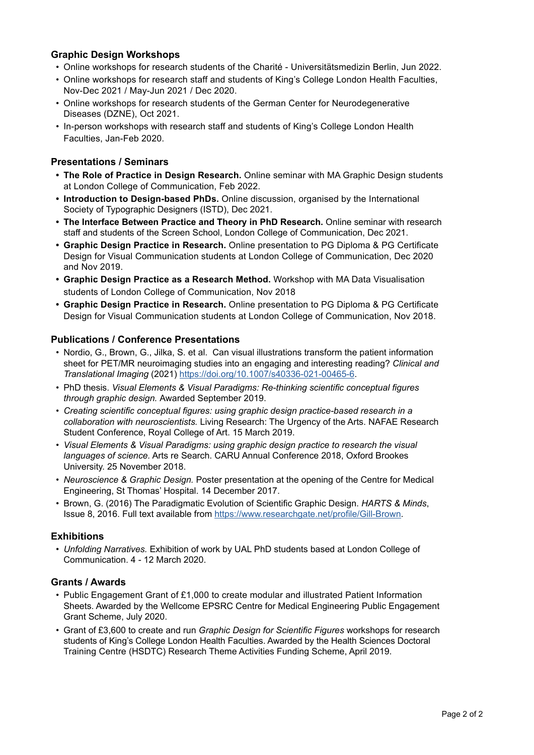## Graphic Design Workshops

- Online workshops for research students of the Charité - Universitätsmedizin Berlin, Jun 2022.
- Online workshops for research staff and students of King's College London Health Faculties, Nov-Dec 2021 / May-Jun 2021 / Dec 2020.
- Online workshops for research students of the German Center for Neurodegenerative Diseases (DZNE), Oct 2021.
- In-person workshops with research staff and students of King's College London Health Faculties, Jan-Feb 2020.

## Presentations / Seminars

- **The Role of Practice in Design Research.** Online seminar with MA Graphic Design students at London College of Communication, Feb 2022.
- **Introduction to Design-based PhDs.** Online discussion, organised by the International Society of Typographic Designers (ISTD), Dec 2021.
- **The Interface Between Practice and Theory in PhD Research.** Online seminar with research staff and students of the Screen School, London College of Communication, Dec 2021.
- **Graphic Design Practice in Research.** Online presentation to PG Diploma & PG Certificate Design for Visual Communication students at London College of Communication, Dec 2020 and Nov 2019.
- **Graphic Design Practice as a Research Method.** Workshop with MA Data Visualisation students of London College of Communication, Nov 2018
- **Graphic Design Practice in Research.** Online presentation to PG Diploma & PG Certificate Design for Visual Communication students at London College of Communication, Nov 2018.

## Publications / Conference Presentations

- Nordio, G., Brown, G., Jilka, S. et al. Can visual illustrations transform the patient information sheet for PET/MR neuroimaging studies into an engaging and interesting reading? *Clinical and Translational Imaging* (2021) [https://doi.org/10.1007/s40336-021-00465-6](https://doi.org/10.1007/s40336-021-00465-6).
- PhD thesis. *Visual Elements & Visual Paradigms: Re-thinking scientific conceptual figures through graphic design.* Awarded September 2019.
- *Creating scientific conceptual figures: using graphic design practice-based research in a collaboration with neuroscientists.* Living Research: The Urgency of the Arts. NAFAE Research Student Conference, Royal College of Art. 15 March 2019.
- *Visual Elements & Visual Paradigms: using graphic design practice to research the visual languages of science.* Arts re Search. CARU Annual Conference 2018, Oxford Brookes University. 25 November 2018.
- *Neuroscience & Graphic Design.* Poster presentation at the opening of the Centre for Medical Engineering, St Thomas' Hospital. 14 December 2017.
- Brown, G. (2016) The Paradigmatic Evolution of Scientific Graphic Design. *HARTS & Minds*, Issue 8, 2016. Full text available from [https://www.researchgate.net/profile/Gill-Brown](https://www.researchgate.net/profile/Gill-Brown).

## Exhibitions

- *Unfolding Narratives.* Exhibition of work by UAL PhD students based at London College of Communication. 4 - 12 March 2020.

## Grants / Awards

- Public Engagement Grant of £1,000 to create modular and illustrated Patient Information Sheets. Awarded by the Wellcome EPSRC Centre for Medical Engineering Public Engagement Grant Scheme, July 2020.
- Grant of £3,600 to create and run *Graphic Design for Scientific Figures* workshops for research students of King's College London Health Faculties. Awarded by the Health Sciences Doctoral Training Centre (HSDTC) Research Theme Activities Funding Scheme, April 2019.